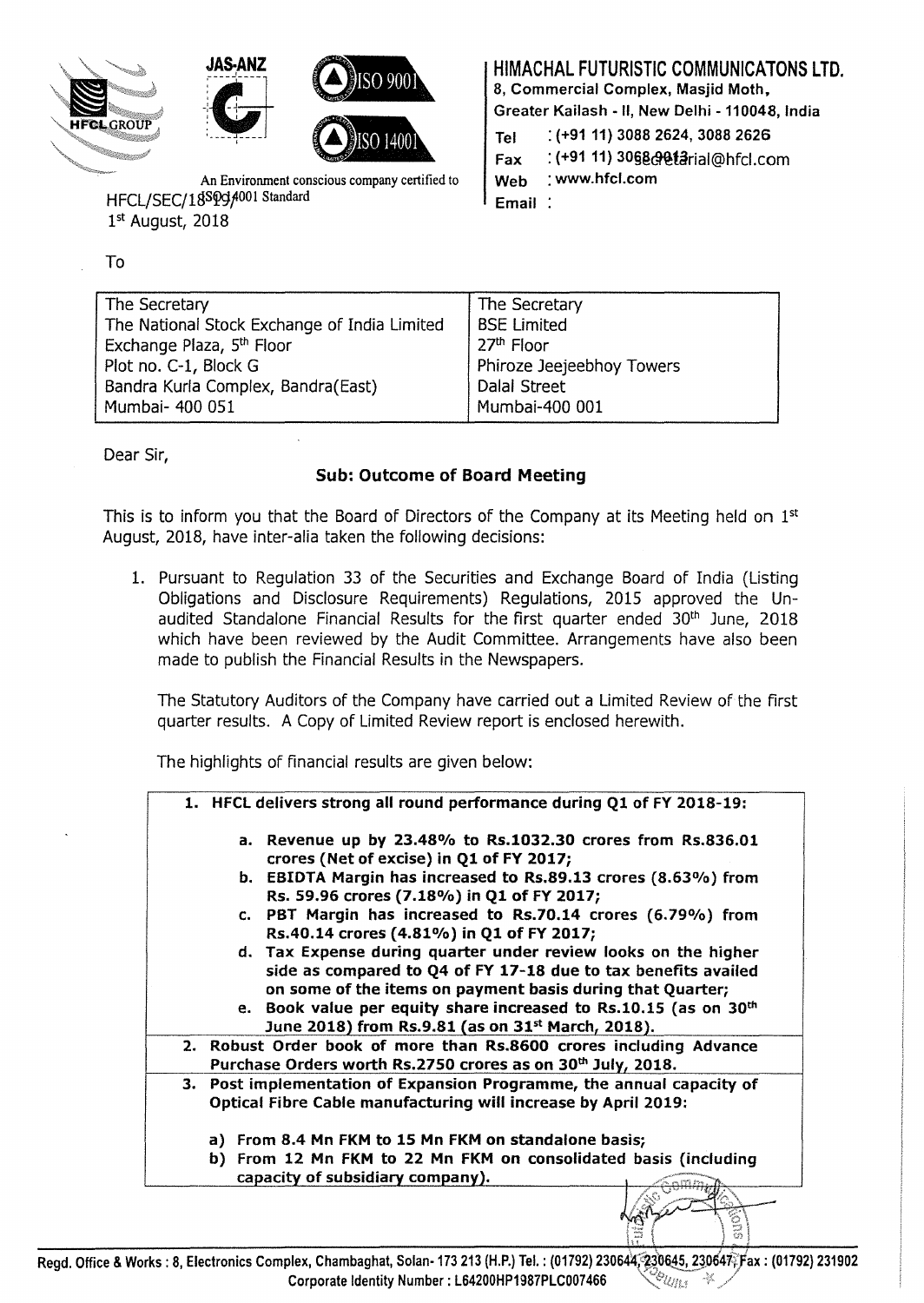JAS-ANZ

ISO 9001

ISO 14001

An Environment conscious company certified to ISO 14001 Standard

# HIMACHAL FUTURISTIC COMMUNICATONS LTD.

8, Commercial Complex, Masjid Moth,
Greater Kailash - II, New Delhi - 110048, India

Tel : (+91 11) 3088 2624, 3088 2626
Fax : (+91 11) 3068 9013
Web : www.hfcl.com
Email : secretarial@hfcl.com

HFCL/SEC/18-19/
1st August, 2018

To

| | |
|---|---|
| The Secretary<br>The National Stock Exchange of India Limited<br>Exchange Plaza, 5th Floor<br>Plot no. C-1, Block G<br>Bandra Kurla Complex, Bandra(East)<br>Mumbai- 400 051 | The Secretary<br>BSE Limited<br>27th Floor<br>Phiroze Jeejeebhoy Towers<br>Dalal Street<br>Mumbai-400 001 |

Dear Sir,

**Sub: Outcome of Board Meeting**

This is to inform you that the Board of Directors of the Company at its Meeting held on 1st August, 2018, have inter-alia taken the following decisions:

1. Pursuant to Regulation 33 of the Securities and Exchange Board of India (Listing Obligations and Disclosure Requirements) Regulations, 2015 approved the Un-audited Standalone Financial Results for the first quarter ended 30th June, 2018 which have been reviewed by the Audit Committee. Arrangements have also been made to publish the Financial Results in the Newspapers.

   The Statutory Auditors of the Company have carried out a Limited Review of the first quarter results. A Copy of Limited Review report is enclosed herewith.

   The highlights of financial results are given below:

| |
|---|
| **1. HFCL delivers strong all round performance during Q1 of FY 2018-19:**<br>**a. Revenue up by 23.48% to Rs.1032.30 crores from Rs.836.01 crores (Net of excise) in Q1 of FY 2017;**<br>**b. EBIDTA Margin has increased to Rs.89.13 crores (8.63%) from Rs. 59.96 crores (7.18%) in Q1 of FY 2017;**<br>**c. PBT Margin has increased to Rs.70.14 crores (6.79%) from Rs.40.14 crores (4.81%) in Q1 of FY 2017;**<br>**d. Tax Expense during quarter under review looks on the higher side as compared to Q4 of FY 17-18 due to tax benefits availed on some of the items on payment basis during that Quarter;**<br>**e. Book value per equity share increased to Rs.10.15 (as on 30th June 2018) from Rs.9.81 (as on 31st March, 2018).** |
| **2. Robust Order book of more than Rs.8600 crores including Advance Purchase Orders worth Rs.2750 crores as on 30th July, 2018.** |
| **3. Post implementation of Expansion Programme, the annual capacity of Optical Fibre Cable manufacturing will increase by April 2019:**<br>**a) From 8.4 Mn FKM to 15 Mn FKM on standalone basis;**<br>**b) From 12 Mn FKM to 22 Mn FKM on consolidated basis (including capacity of subsidiary company).** |

Regd. Office & Works : 8, Electronics Complex, Chambaghat, Solan- 173 213 (H.P.) Tel. : (01792) 230644, 230645, 230647, Fax : (01792) 231902
Corporate Identity Number : L64200HP1987PLC007466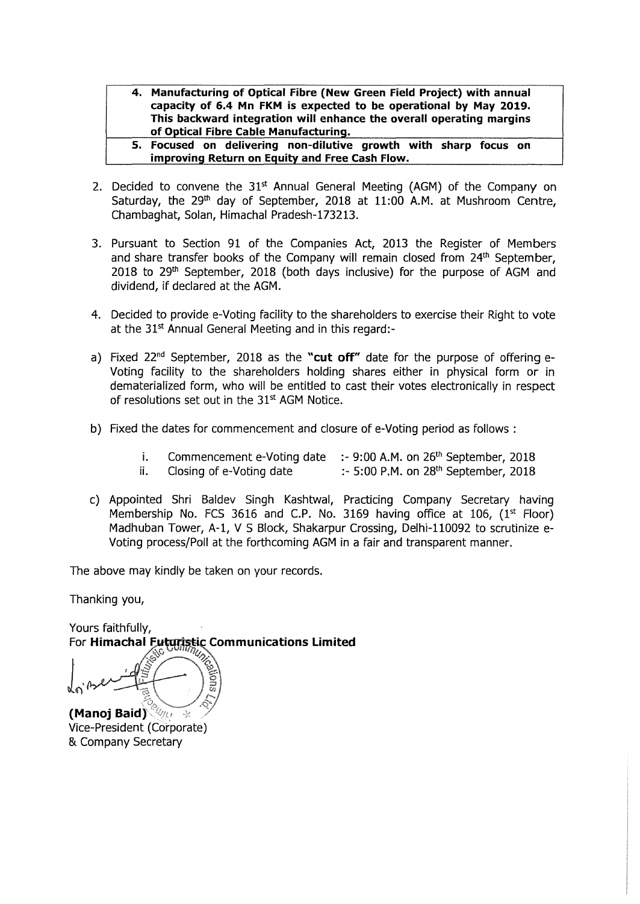| |
|---|
| **4. Manufacturing of Optical Fibre (New Green Field Project) with annual capacity of 6.4 Mn FKM is expected to be operational by May 2019. This backward integration will enhance the overall operating margins of Optical Fibre Cable Manufacturing.** |
| **5. Focused on delivering non-dilutive growth with sharp focus on improving Return on Equity and Free Cash Flow.** |

2. Decided to convene the 31st Annual General Meeting (AGM) of the Company on Saturday, the 29th day of September, 2018 at 11:00 A.M. at Mushroom Centre, Chambaghat, Solan, Himachal Pradesh-173213.

3. Pursuant to Section 91 of the Companies Act, 2013 the Register of Members and share transfer books of the Company will remain closed from 24th September, 2018 to 29th September, 2018 (both days inclusive) for the purpose of AGM and dividend, if declared at the AGM.

4. Decided to provide e-Voting facility to the shareholders to exercise their Right to vote at the 31st Annual General Meeting and in this regard:-

a) Fixed 22nd September, 2018 as the **"cut off"** date for the purpose of offering e-Voting facility to the shareholders holding shares either in physical form or in dematerialized form, who will be entitled to cast their votes electronically in respect of resolutions set out in the 31st AGM Notice.

b) Fixed the dates for commencement and closure of e-Voting period as follows :

   i. Commencement e-Voting date :- 9:00 A.M. on 26th September, 2018
   ii. Closing of e-Voting date :- 5:00 P.M. on 28th September, 2018

c) Appointed Shri Baldev Singh Kashtwal, Practicing Company Secretary having Membership No. FCS 3616 and C.P. No. 3169 having office at 106, (1st Floor) Madhuban Tower, A-1, V S Block, Shakarpur Crossing, Delhi-110092 to scrutinize e-Voting process/Poll at the forthcoming AGM in a fair and transparent manner.

The above may kindly be taken on your records.

Thanking you,

Yours faithfully,
For **Himachal Futuristic Communications Limited**

**(Manoj Baid)**
Vice-President (Corporate)
& Company Secretary